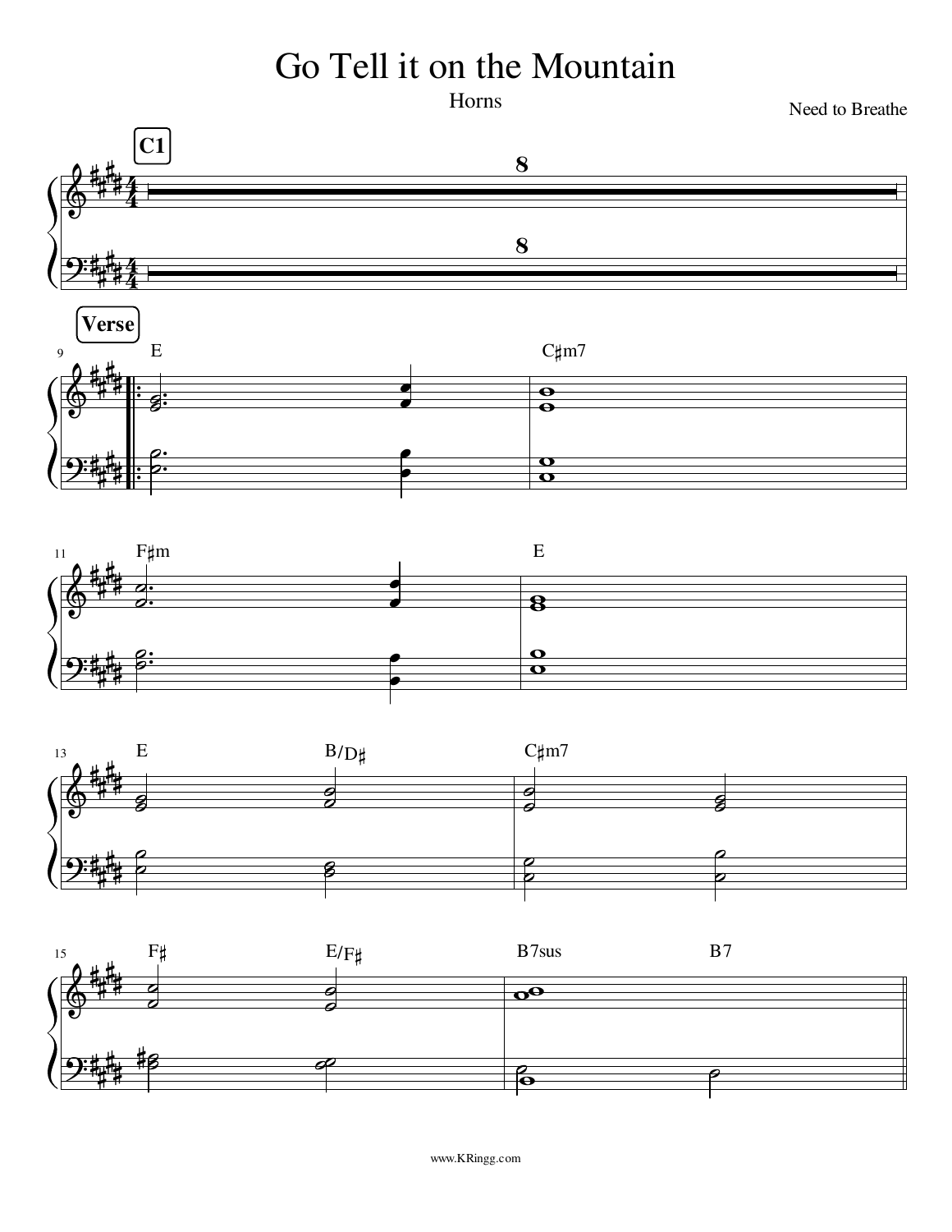# Go Tell it on the Mountain

Horns

Need to Breathe

**C1**

8

**Verse**

9 E C♯m7

11 F♯m E

13 E B/D♯ C♯m7

15 F♯ E/F♯ B7sus B7

www.KRingg.com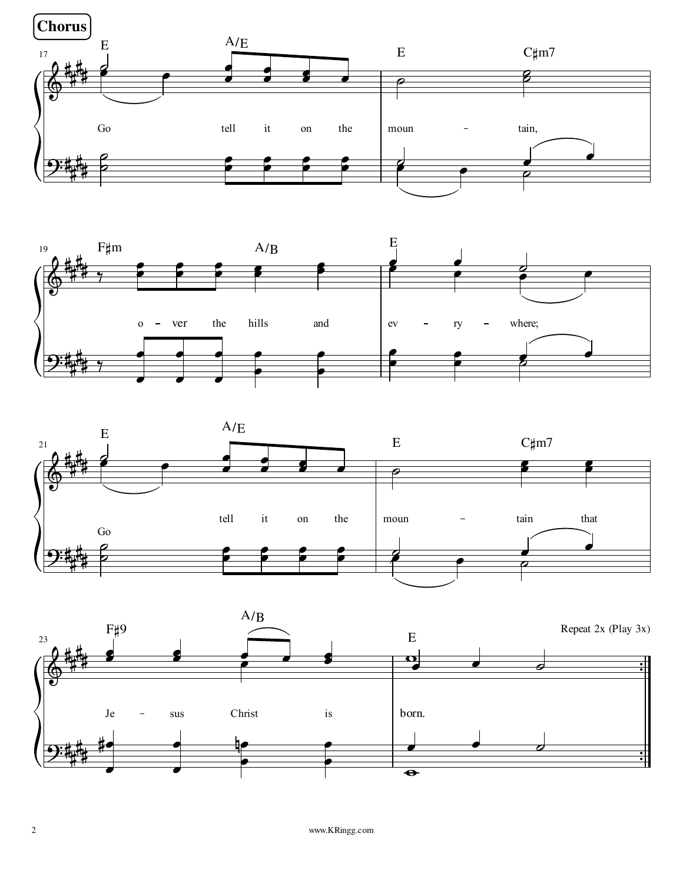**Chorus**

Go tell it on the mountain,

o - ver the hills and ev - ry - where;

Go tell it on the moun - tain that

Je - sus Christ is born.

Repeat 2x (Play 3x)